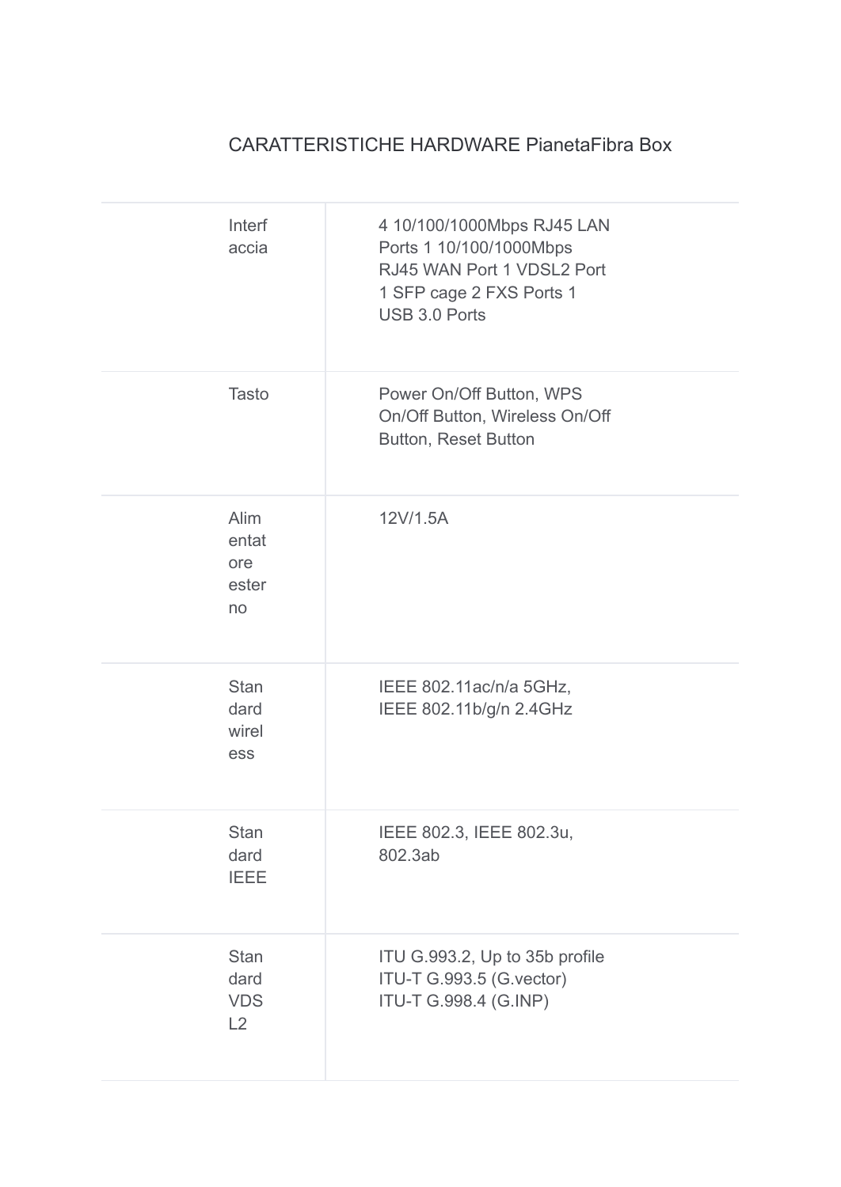# CARATTERISTICHE HARDWARE PianetaFibra Box

| | |
|---|---|
| Interfaccia | 4 10/100/1000Mbps RJ45 LAN Ports 1 10/100/1000Mbps RJ45 WAN Port 1 VDSL2 Port 1 SFP cage 2 FXS Ports 1 USB 3.0 Ports |
| Tasto | Power On/Off Button, WPS On/Off Button, Wireless On/Off Button, Reset Button |
| Alimentatore esterno | 12V/1.5A |
| Standard wireless | IEEE 802.11ac/n/a 5GHz, IEEE 802.11b/g/n 2.4GHz |
| Standard IEEE | IEEE 802.3, IEEE 802.3u, 802.3ab |
| Standard VDSL2 | ITU G.993.2, Up to 35b profile ITU-T G.993.5 (G.vector) ITU-T G.998.4 (G.INP) |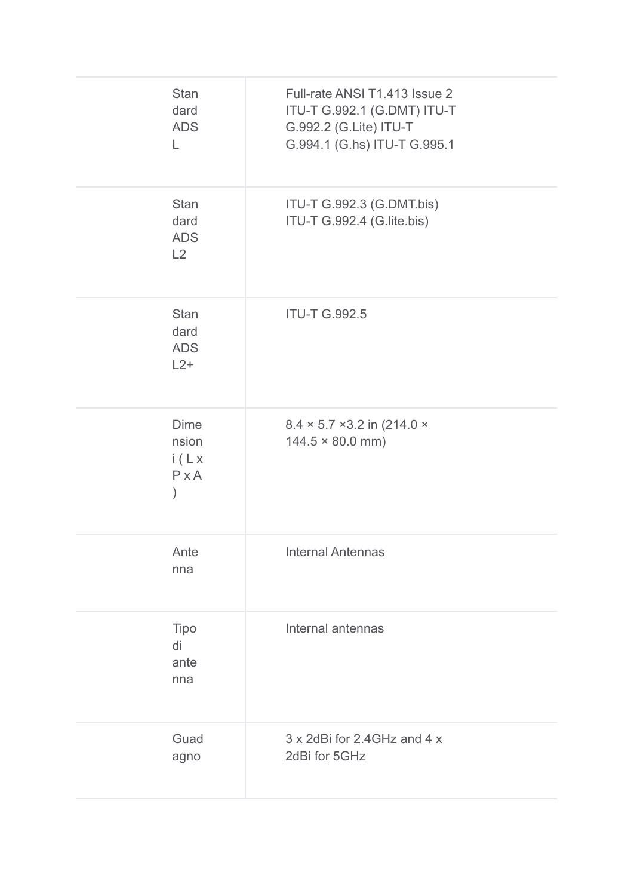| | |
|---|---|
| Standard ADSL | Full-rate ANSI T1.413 Issue 2 ITU-T G.992.1 (G.DMT) ITU-T G.992.2 (G.Lite) ITU-T G.994.1 (G.hs) ITU-T G.995.1 |
| Standard ADSL2 | ITU-T G.992.3 (G.DMT.bis) ITU-T G.992.4 (G.lite.bis) |
| Standard ADSL2+ | ITU-T G.992.5 |
| Dimensioni ( L x P x A ) | 8.4 × 5.7 ×3.2 in (214.0 × 144.5 × 80.0 mm) |
| Antenna | Internal Antennas |
| Tipo di antenna | Internal antennas |
| Guadagno | 3 x 2dBi for 2.4GHz and 4 x 2dBi for 5GHz |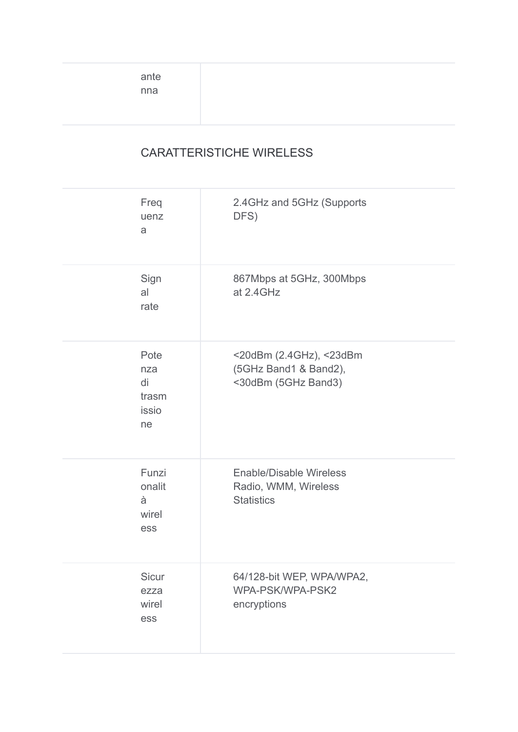| antenna | |
|---|---|

CARATTERISTICHE WIRELESS

| | |
|---|---|
| Frequenza | 2.4GHz and 5GHz (Supports DFS) |
| Signal rate | 867Mbps at 5GHz, 300Mbps at 2.4GHz |
| Potenza di trasmissione | <20dBm (2.4GHz), <23dBm (5GHz Band1 & Band2), <30dBm (5GHz Band3) |
| Funzionalità wireless | Enable/Disable Wireless Radio, WMM, Wireless Statistics |
| Sicurezza wireless | 64/128-bit WEP, WPA/WPA2, WPA-PSK/WPA-PSK2 encryptions |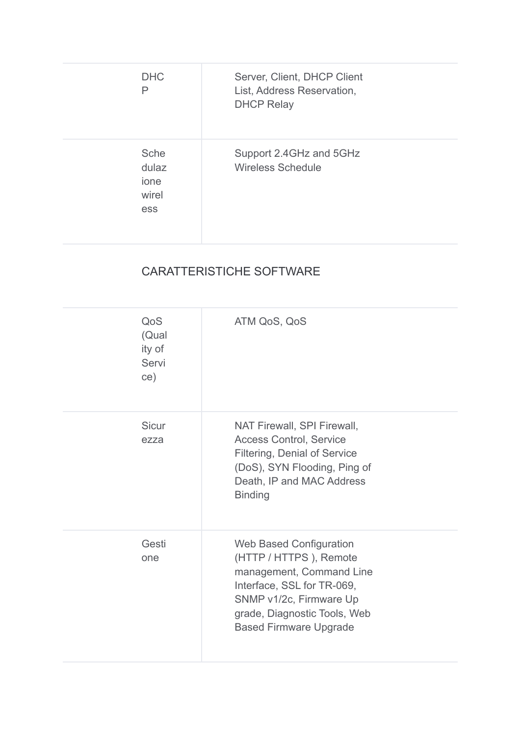| | |
|---|---|
| DHCP | Server, Client, DHCP Client List, Address Reservation, DHCP Relay |
| Schedulazione wireless | Support 2.4GHz and 5GHz Wireless Schedule |

## CARATTERISTICHE SOFTWARE

| | |
|---|---|
| QoS (Quality of Service) | ATM QoS, QoS |
| Sicurezza | NAT Firewall, SPI Firewall, Access Control, Service Filtering, Denial of Service (DoS), SYN Flooding, Ping of Death, IP and MAC Address Binding |
| Gestione | Web Based Configuration (HTTP / HTTPS ), Remote management, Command Line Interface, SSL for TR-069, SNMP v1/2c, Firmware Upgrade, Diagnostic Tools, Web Based Firmware Upgrade |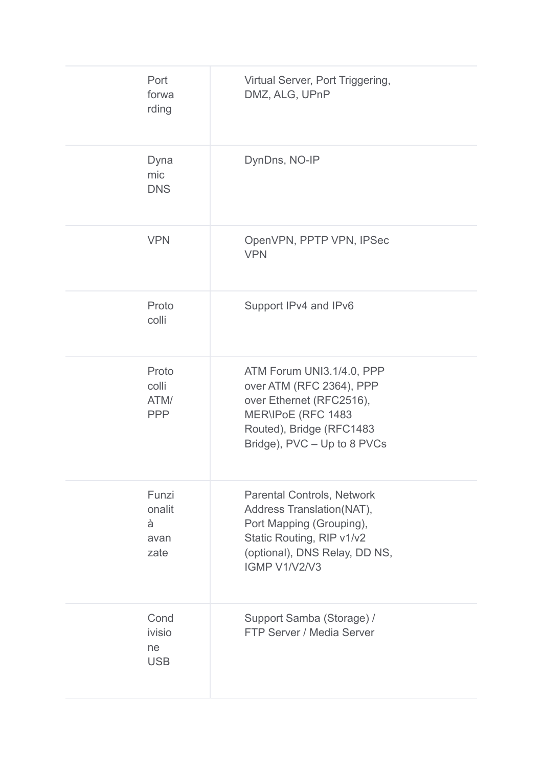| | |
|---|---|
| Port forwarding | Virtual Server, Port Triggering, DMZ, ALG, UPnP |
| Dynamic DNS | DynDns, NO-IP |
| VPN | OpenVPN, PPTP VPN, IPSec VPN |
| Protocolli | Support IPv4 and IPv6 |
| Protocolli ATM/PPP | ATM Forum UNI3.1/4.0, PPP over ATM (RFC 2364), PPP over Ethernet (RFC2516), MER\IPoE (RFC 1483 Routed), Bridge (RFC1483 Bridge), PVC – Up to 8 PVCs |
| Funzionalità avanzate | Parental Controls, Network Address Translation(NAT), Port Mapping (Grouping), Static Routing, RIP v1/v2 (optional), DNS Relay, DD NS, IGMP V1/V2/V3 |
| Condivisione USB | Support Samba (Storage) / FTP Server / Media Server |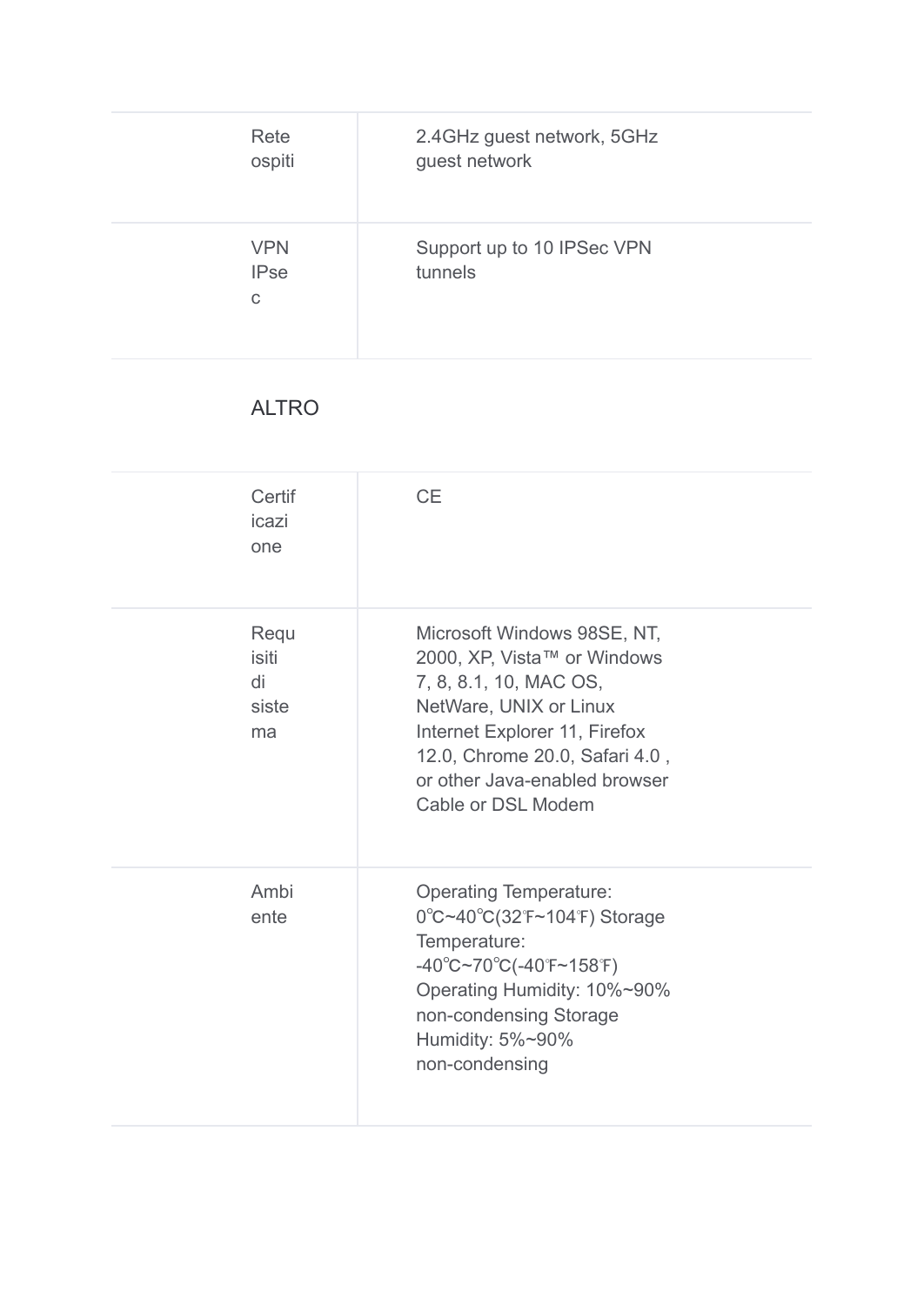| | |
|---|---|
| Rete ospiti | 2.4GHz guest network, 5GHz guest network |
| VPN IPSec | Support up to 10 IPSec VPN tunnels |

ALTRO

| | |
|---|---|
| Certificazione | CE |
| Requisiti di sistema | Microsoft Windows 98SE, NT, 2000, XP, Vista™ or Windows 7, 8, 8.1, 10, MAC OS, NetWare, UNIX or Linux Internet Explorer 11, Firefox 12.0, Chrome 20.0, Safari 4.0 , or other Java-enabled browser Cable or DSL Modem |
| Ambiente | Operating Temperature: 0℃~40℃(32℉~104℉) Storage Temperature: -40℃~70℃(-40℉~158℉) Operating Humidity: 10%~90% non-condensing Storage Humidity: 5%~90% non-condensing |